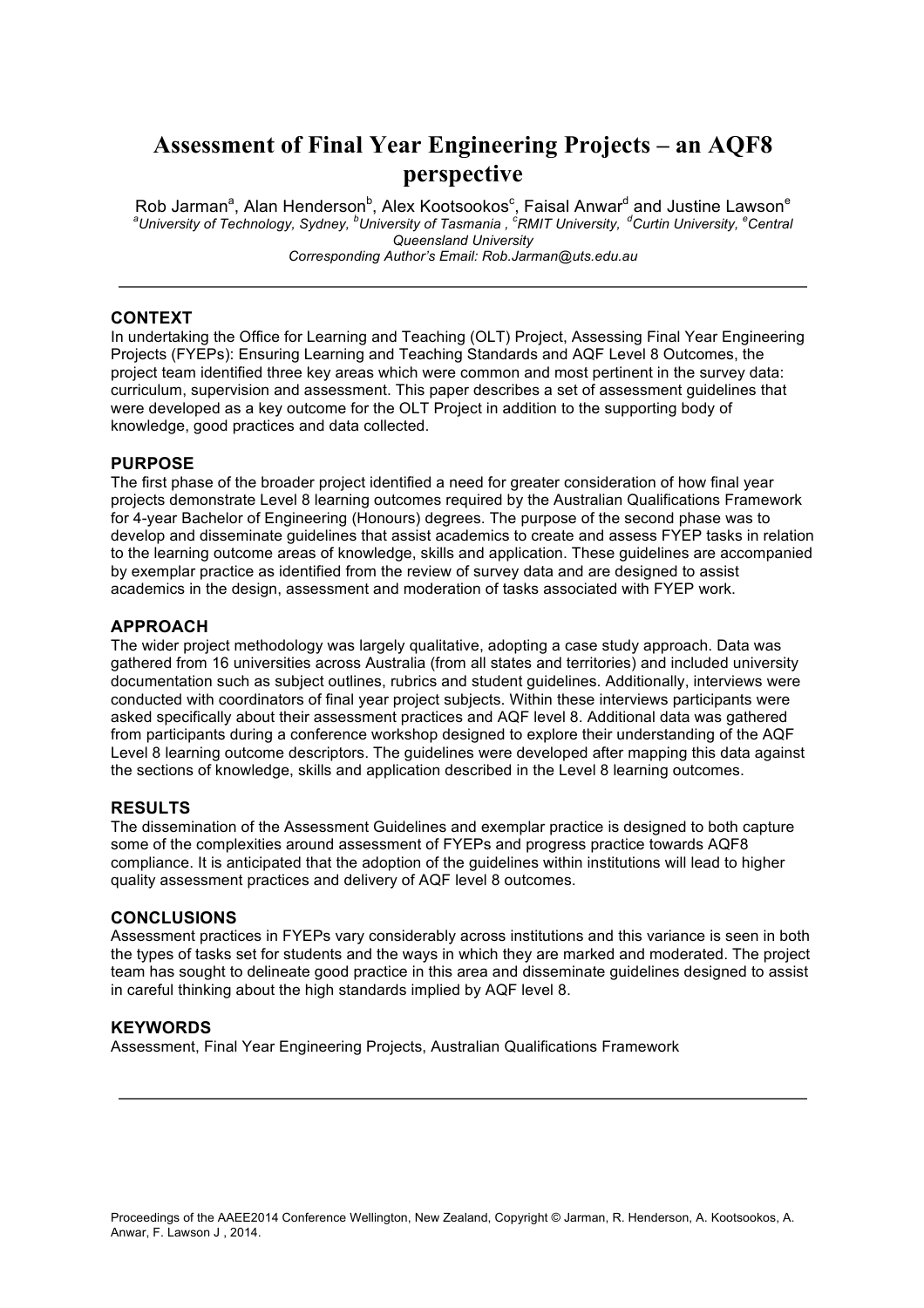# Assessment of Final Year Engineering Projects – an AQF8 perspective

Rob Jarman[a], Alan Henderson[b], Alex Kootsookos[c], Faisal Anwar[d] and Justine Lawson[e]

*[a]University of Technology, Sydney, [b]University of Tasmania , [c]RMIT University, [d]Curtin University, [e]Central Queensland University*

*Corresponding Author's Email: Rob.Jarman@uts.edu.au*

---

## CONTEXT

In undertaking the Office for Learning and Teaching (OLT) Project, Assessing Final Year Engineering Projects (FYEPs): Ensuring Learning and Teaching Standards and AQF Level 8 Outcomes, the project team identified three key areas which were common and most pertinent in the survey data: curriculum, supervision and assessment. This paper describes a set of assessment guidelines that were developed as a key outcome for the OLT Project in addition to the supporting body of knowledge, good practices and data collected.

## PURPOSE

The first phase of the broader project identified a need for greater consideration of how final year projects demonstrate Level 8 learning outcomes required by the Australian Qualifications Framework for 4-year Bachelor of Engineering (Honours) degrees. The purpose of the second phase was to develop and disseminate guidelines that assist academics to create and assess FYEP tasks in relation to the learning outcome areas of knowledge, skills and application. These guidelines are accompanied by exemplar practice as identified from the review of survey data and are designed to assist academics in the design, assessment and moderation of tasks associated with FYEP work.

## APPROACH

The wider project methodology was largely qualitative, adopting a case study approach. Data was gathered from 16 universities across Australia (from all states and territories) and included university documentation such as subject outlines, rubrics and student guidelines. Additionally, interviews were conducted with coordinators of final year project subjects. Within these interviews participants were asked specifically about their assessment practices and AQF level 8. Additional data was gathered from participants during a conference workshop designed to explore their understanding of the AQF Level 8 learning outcome descriptors. The guidelines were developed after mapping this data against the sections of knowledge, skills and application described in the Level 8 learning outcomes.

## RESULTS

The dissemination of the Assessment Guidelines and exemplar practice is designed to both capture some of the complexities around assessment of FYEPs and progress practice towards AQF8 compliance. It is anticipated that the adoption of the guidelines within institutions will lead to higher quality assessment practices and delivery of AQF level 8 outcomes.

## CONCLUSIONS

Assessment practices in FYEPs vary considerably across institutions and this variance is seen in both the types of tasks set for students and the ways in which they are marked and moderated. The project team has sought to delineate good practice in this area and disseminate guidelines designed to assist in careful thinking about the high standards implied by AQF level 8.

## KEYWORDS

Assessment, Final Year Engineering Projects, Australian Qualifications Framework

---

Proceedings of the AAEE2014 Conference Wellington, New Zealand, Copyright © Jarman, R. Henderson, A. Kootsookos, A. Anwar, F. Lawson J , 2014.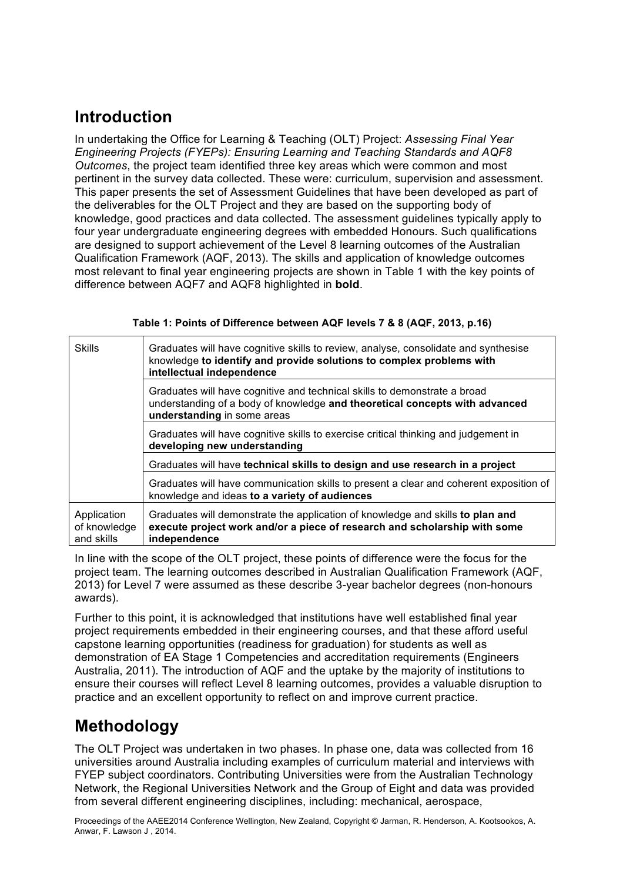## Introduction

In undertaking the Office for Learning & Teaching (OLT) Project: *Assessing Final Year Engineering Projects (FYEPs): Ensuring Learning and Teaching Standards and AQF8 Outcomes*, the project team identified three key areas which were common and most pertinent in the survey data collected. These were: curriculum, supervision and assessment. This paper presents the set of Assessment Guidelines that have been developed as part of the deliverables for the OLT Project and they are based on the supporting body of knowledge, good practices and data collected. The assessment guidelines typically apply to four year undergraduate engineering degrees with embedded Honours. Such qualifications are designed to support achievement of the Level 8 learning outcomes of the Australian Qualification Framework (AQF, 2013). The skills and application of knowledge outcomes most relevant to final year engineering projects are shown in Table 1 with the key points of difference between AQF7 and AQF8 highlighted in **bold**.

**Table 1: Points of Difference between AQF levels 7 & 8 (AQF, 2013, p.16)**

| | |
|---|---|
| Skills | Graduates will have cognitive skills to review, analyse, consolidate and synthesise knowledge **to identify and provide solutions to complex problems with intellectual independence** |
| | Graduates will have cognitive and technical skills to demonstrate a broad understanding of a body of knowledge **and theoretical concepts with advanced understanding** in some areas |
| | Graduates will have cognitive skills to exercise critical thinking and judgement in **developing new understanding** |
| | Graduates will have **technical skills to design and use research in a project** |
| | Graduates will have communication skills to present a clear and coherent exposition of knowledge and ideas **to a variety of audiences** |
| Application of knowledge and skills | Graduates will demonstrate the application of knowledge and skills **to plan and execute project work and/or a piece of research and scholarship with some independence** |

In line with the scope of the OLT project, these points of difference were the focus for the project team. The learning outcomes described in Australian Qualification Framework (AQF, 2013) for Level 7 were assumed as these describe 3-year bachelor degrees (non-honours awards).

Further to this point, it is acknowledged that institutions have well established final year project requirements embedded in their engineering courses, and that these afford useful capstone learning opportunities (readiness for graduation) for students as well as demonstration of EA Stage 1 Competencies and accreditation requirements (Engineers Australia, 2011). The introduction of AQF and the uptake by the majority of institutions to ensure their courses will reflect Level 8 learning outcomes, provides a valuable disruption to practice and an excellent opportunity to reflect on and improve current practice.

## Methodology

The OLT Project was undertaken in two phases. In phase one, data was collected from 16 universities around Australia including examples of curriculum material and interviews with FYEP subject coordinators. Contributing Universities were from the Australian Technology Network, the Regional Universities Network and the Group of Eight and data was provided from several different engineering disciplines, including: mechanical, aerospace,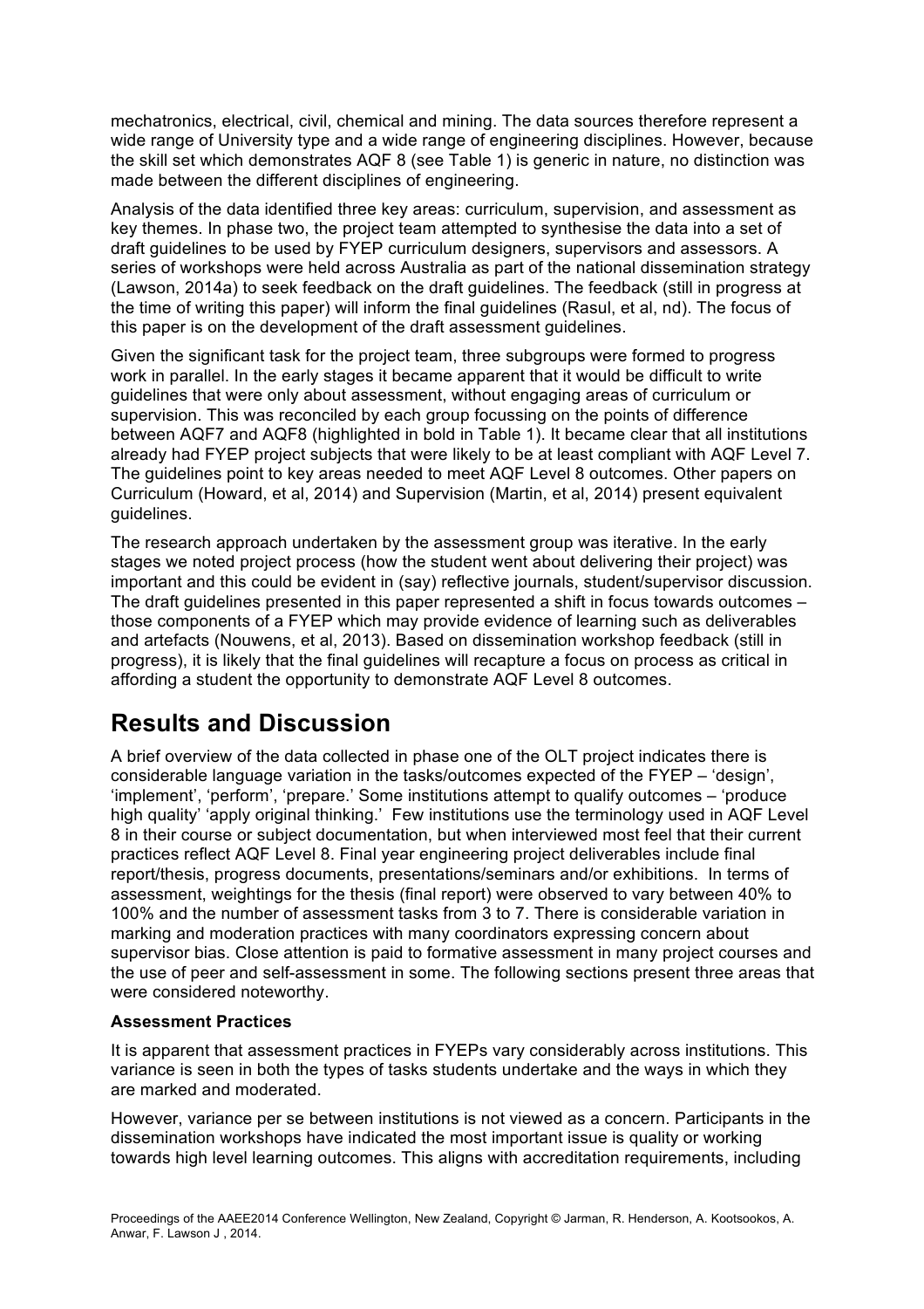mechatronics, electrical, civil, chemical and mining. The data sources therefore represent a wide range of University type and a wide range of engineering disciplines. However, because the skill set which demonstrates AQF 8 (see Table 1) is generic in nature, no distinction was made between the different disciplines of engineering.

Analysis of the data identified three key areas: curriculum, supervision, and assessment as key themes. In phase two, the project team attempted to synthesise the data into a set of draft guidelines to be used by FYEP curriculum designers, supervisors and assessors. A series of workshops were held across Australia as part of the national dissemination strategy (Lawson, 2014a) to seek feedback on the draft guidelines. The feedback (still in progress at the time of writing this paper) will inform the final guidelines (Rasul, et al, nd). The focus of this paper is on the development of the draft assessment guidelines.

Given the significant task for the project team, three subgroups were formed to progress work in parallel. In the early stages it became apparent that it would be difficult to write guidelines that were only about assessment, without engaging areas of curriculum or supervision. This was reconciled by each group focussing on the points of difference between AQF7 and AQF8 (highlighted in bold in Table 1). It became clear that all institutions already had FYEP project subjects that were likely to be at least compliant with AQF Level 7. The guidelines point to key areas needed to meet AQF Level 8 outcomes. Other papers on Curriculum (Howard, et al, 2014) and Supervision (Martin, et al, 2014) present equivalent guidelines.

The research approach undertaken by the assessment group was iterative. In the early stages we noted project process (how the student went about delivering their project) was important and this could be evident in (say) reflective journals, student/supervisor discussion. The draft guidelines presented in this paper represented a shift in focus towards outcomes – those components of a FYEP which may provide evidence of learning such as deliverables and artefacts (Nouwens, et al, 2013). Based on dissemination workshop feedback (still in progress), it is likely that the final guidelines will recapture a focus on process as critical in affording a student the opportunity to demonstrate AQF Level 8 outcomes.

# Results and Discussion

A brief overview of the data collected in phase one of the OLT project indicates there is considerable language variation in the tasks/outcomes expected of the FYEP – 'design', 'implement', 'perform', 'prepare.' Some institutions attempt to qualify outcomes – 'produce high quality' 'apply original thinking.' Few institutions use the terminology used in AQF Level 8 in their course or subject documentation, but when interviewed most feel that their current practices reflect AQF Level 8. Final year engineering project deliverables include final report/thesis, progress documents, presentations/seminars and/or exhibitions. In terms of assessment, weightings for the thesis (final report) were observed to vary between 40% to 100% and the number of assessment tasks from 3 to 7. There is considerable variation in marking and moderation practices with many coordinators expressing concern about supervisor bias. Close attention is paid to formative assessment in many project courses and the use of peer and self-assessment in some. The following sections present three areas that were considered noteworthy.

### Assessment Practices

It is apparent that assessment practices in FYEPs vary considerably across institutions. This variance is seen in both the types of tasks students undertake and the ways in which they are marked and moderated.

However, variance per se between institutions is not viewed as a concern. Participants in the dissemination workshops have indicated the most important issue is quality or working towards high level learning outcomes. This aligns with accreditation requirements, including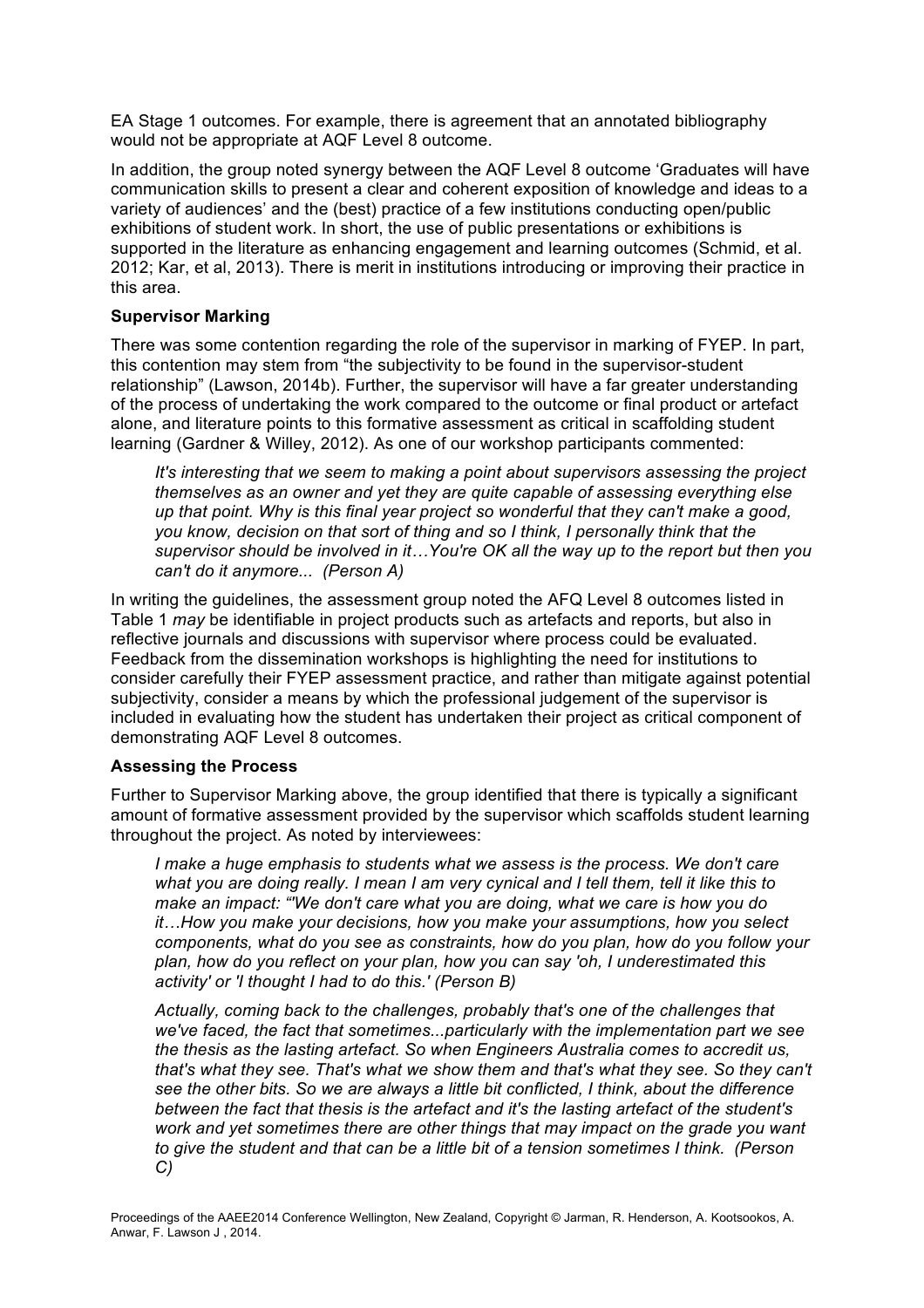EA Stage 1 outcomes. For example, there is agreement that an annotated bibliography would not be appropriate at AQF Level 8 outcome.

In addition, the group noted synergy between the AQF Level 8 outcome 'Graduates will have communication skills to present a clear and coherent exposition of knowledge and ideas to a variety of audiences' and the (best) practice of a few institutions conducting open/public exhibitions of student work. In short, the use of public presentations or exhibitions is supported in the literature as enhancing engagement and learning outcomes (Schmid, et al. 2012; Kar, et al, 2013). There is merit in institutions introducing or improving their practice in this area.

**Supervisor Marking**

There was some contention regarding the role of the supervisor in marking of FYEP. In part, this contention may stem from "the subjectivity to be found in the supervisor-student relationship" (Lawson, 2014b). Further, the supervisor will have a far greater understanding of the process of undertaking the work compared to the outcome or final product or artefact alone, and literature points to this formative assessment as critical in scaffolding student learning (Gardner & Willey, 2012). As one of our workshop participants commented:

> *It's interesting that we seem to making a point about supervisors assessing the project themselves as an owner and yet they are quite capable of assessing everything else up that point. Why is this final year project so wonderful that they can't make a good, you know, decision on that sort of thing and so I think, I personally think that the supervisor should be involved in it…You're OK all the way up to the report but then you can't do it anymore... (Person A)*

In writing the guidelines, the assessment group noted the AFQ Level 8 outcomes listed in Table 1 *may* be identifiable in project products such as artefacts and reports, but also in reflective journals and discussions with supervisor where process could be evaluated. Feedback from the dissemination workshops is highlighting the need for institutions to consider carefully their FYEP assessment practice, and rather than mitigate against potential subjectivity, consider a means by which the professional judgement of the supervisor is included in evaluating how the student has undertaken their project as critical component of demonstrating AQF Level 8 outcomes.

**Assessing the Process**

Further to Supervisor Marking above, the group identified that there is typically a significant amount of formative assessment provided by the supervisor which scaffolds student learning throughout the project. As noted by interviewees:

> *I make a huge emphasis to students what we assess is the process. We don't care what you are doing really. I mean I am very cynical and I tell them, tell it like this to make an impact: "'We don't care what you are doing, what we care is how you do it…How you make your decisions, how you make your assumptions, how you select components, what do you see as constraints, how do you plan, how do you follow your plan, how do you reflect on your plan, how you can say 'oh, I underestimated this activity' or 'I thought I had to do this.' (Person B)*

> *Actually, coming back to the challenges, probably that's one of the challenges that we've faced, the fact that sometimes...particularly with the implementation part we see the thesis as the lasting artefact. So when Engineers Australia comes to accredit us, that's what they see. That's what we show them and that's what they see. So they can't see the other bits. So we are always a little bit conflicted, I think, about the difference between the fact that thesis is the artefact and it's the lasting artefact of the student's work and yet sometimes there are other things that may impact on the grade you want to give the student and that can be a little bit of a tension sometimes I think. (Person C)*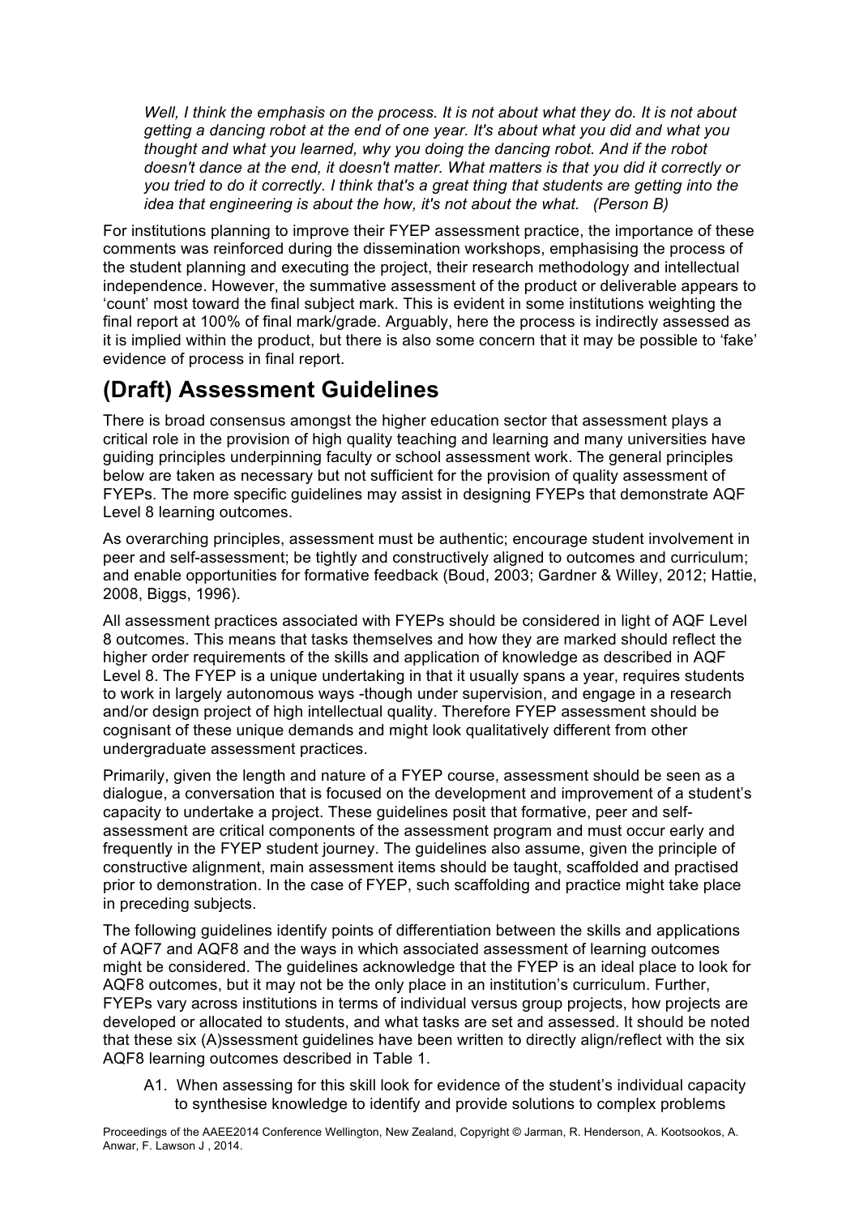> *Well, I think the emphasis on the process. It is not about what they do. It is not about getting a dancing robot at the end of one year. It's about what you did and what you thought and what you learned, why you doing the dancing robot. And if the robot doesn't dance at the end, it doesn't matter. What matters is that you did it correctly or you tried to do it correctly. I think that's a great thing that students are getting into the idea that engineering is about the how, it's not about the what. (Person B)*

For institutions planning to improve their FYEP assessment practice, the importance of these comments was reinforced during the dissemination workshops, emphasising the process of the student planning and executing the project, their research methodology and intellectual independence. However, the summative assessment of the product or deliverable appears to 'count' most toward the final subject mark. This is evident in some institutions weighting the final report at 100% of final mark/grade. Arguably, here the process is indirectly assessed as it is implied within the product, but there is also some concern that it may be possible to 'fake' evidence of process in final report.

# (Draft) Assessment Guidelines

There is broad consensus amongst the higher education sector that assessment plays a critical role in the provision of high quality teaching and learning and many universities have guiding principles underpinning faculty or school assessment work. The general principles below are taken as necessary but not sufficient for the provision of quality assessment of FYEPs. The more specific guidelines may assist in designing FYEPs that demonstrate AQF Level 8 learning outcomes.

As overarching principles, assessment must be authentic; encourage student involvement in peer and self-assessment; be tightly and constructively aligned to outcomes and curriculum; and enable opportunities for formative feedback (Boud, 2003; Gardner & Willey, 2012; Hattie, 2008, Biggs, 1996).

All assessment practices associated with FYEPs should be considered in light of AQF Level 8 outcomes. This means that tasks themselves and how they are marked should reflect the higher order requirements of the skills and application of knowledge as described in AQF Level 8. The FYEP is a unique undertaking in that it usually spans a year, requires students to work in largely autonomous ways -though under supervision, and engage in a research and/or design project of high intellectual quality. Therefore FYEP assessment should be cognisant of these unique demands and might look qualitatively different from other undergraduate assessment practices.

Primarily, given the length and nature of a FYEP course, assessment should be seen as a dialogue, a conversation that is focused on the development and improvement of a student's capacity to undertake a project. These guidelines posit that formative, peer and self-assessment are critical components of the assessment program and must occur early and frequently in the FYEP student journey. The guidelines also assume, given the principle of constructive alignment, main assessment items should be taught, scaffolded and practised prior to demonstration. In the case of FYEP, such scaffolding and practice might take place in preceding subjects.

The following guidelines identify points of differentiation between the skills and applications of AQF7 and AQF8 and the ways in which associated assessment of learning outcomes might be considered. The guidelines acknowledge that the FYEP is an ideal place to look for AQF8 outcomes, but it may not be the only place in an institution's curriculum. Further, FYEPs vary across institutions in terms of individual versus group projects, how projects are developed or allocated to students, and what tasks are set and assessed. It should be noted that these six (A)ssessment guidelines have been written to directly align/reflect with the six AQF8 learning outcomes described in Table 1.

A1. When assessing for this skill look for evidence of the student's individual capacity to synthesise knowledge to identify and provide solutions to complex problems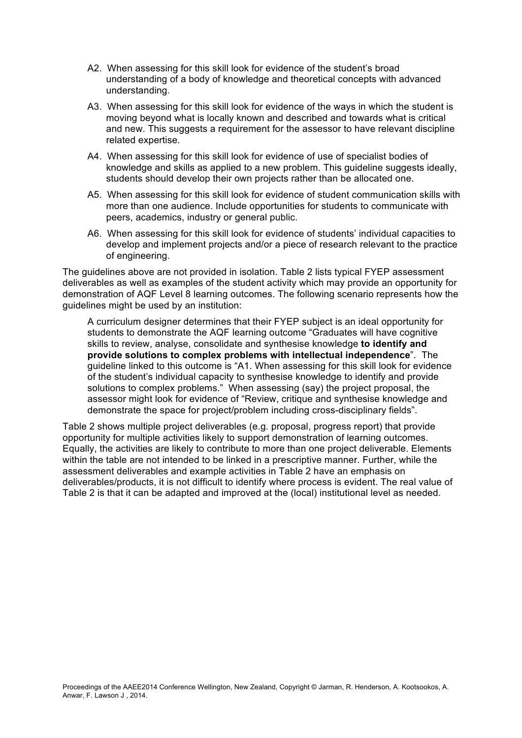A2. When assessing for this skill look for evidence of the student's broad understanding of a body of knowledge and theoretical concepts with advanced understanding.

A3. When assessing for this skill look for evidence of the ways in which the student is moving beyond what is locally known and described and towards what is critical and new. This suggests a requirement for the assessor to have relevant discipline related expertise.

A4. When assessing for this skill look for evidence of use of specialist bodies of knowledge and skills as applied to a new problem. This guideline suggests ideally, students should develop their own projects rather than be allocated one.

A5. When assessing for this skill look for evidence of student communication skills with more than one audience. Include opportunities for students to communicate with peers, academics, industry or general public.

A6. When assessing for this skill look for evidence of students' individual capacities to develop and implement projects and/or a piece of research relevant to the practice of engineering.

The guidelines above are not provided in isolation. Table 2 lists typical FYEP assessment deliverables as well as examples of the student activity which may provide an opportunity for demonstration of AQF Level 8 learning outcomes. The following scenario represents how the guidelines might be used by an institution:

> A curriculum designer determines that their FYEP subject is an ideal opportunity for students to demonstrate the AQF learning outcome "Graduates will have cognitive skills to review, analyse, consolidate and synthesise knowledge **to identify and provide solutions to complex problems with intellectual independence**". The guideline linked to this outcome is "A1. When assessing for this skill look for evidence of the student's individual capacity to synthesise knowledge to identify and provide solutions to complex problems." When assessing (say) the project proposal, the assessor might look for evidence of "Review, critique and synthesise knowledge and demonstrate the space for project/problem including cross-disciplinary fields".

Table 2 shows multiple project deliverables (e.g. proposal, progress report) that provide opportunity for multiple activities likely to support demonstration of learning outcomes. Equally, the activities are likely to contribute to more than one project deliverable. Elements within the table are not intended to be linked in a prescriptive manner. Further, while the assessment deliverables and example activities in Table 2 have an emphasis on deliverables/products, it is not difficult to identify where process is evident. The real value of Table 2 is that it can be adapted and improved at the (local) institutional level as needed.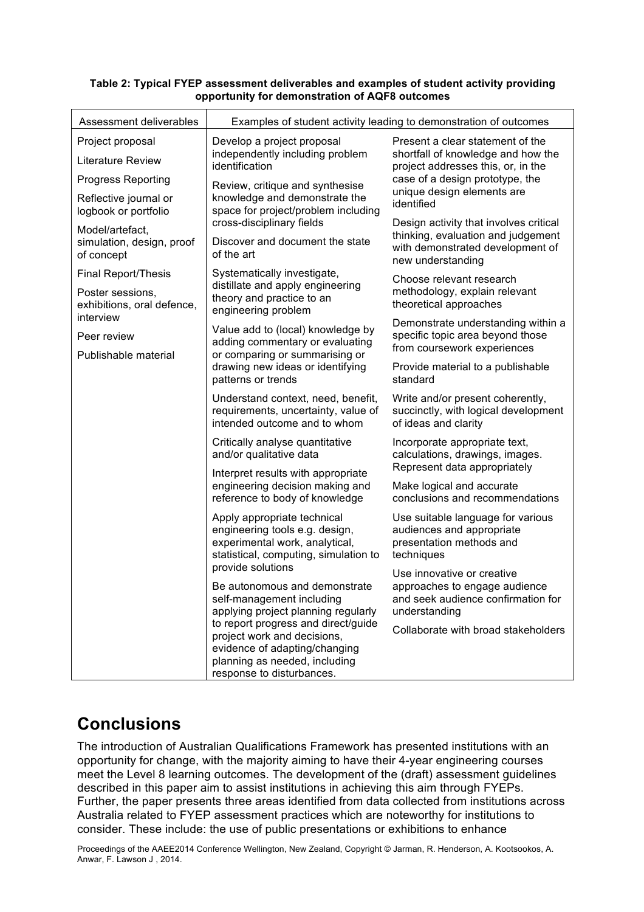**Table 2: Typical FYEP assessment deliverables and examples of student activity providing opportunity for demonstration of AQF8 outcomes**

| Assessment deliverables | Examples of student activity leading to demonstration of outcomes | |
|---|---|---|
| Project proposal<br>Literature Review<br>Progress Reporting<br>Reflective journal or logbook or portfolio<br>Model/artefact, simulation, design, proof of concept<br>Final Report/Thesis<br>Poster sessions, exhibitions, oral defence, interview<br>Peer review<br>Publishable material | Develop a project proposal independently including problem identification<br>Review, critique and synthesise knowledge and demonstrate the space for project/problem including cross-disciplinary fields<br>Discover and document the state of the art<br>Systematically investigate, distillate and apply engineering theory and practice to an engineering problem<br>Value add to (local) knowledge by adding commentary or evaluating or comparing or summarising or drawing new ideas or identifying patterns or trends<br>Understand context, need, benefit, requirements, uncertainty, value of intended outcome and to whom<br>Critically analyse quantitative and/or qualitative data<br>Interpret results with appropriate engineering decision making and reference to body of knowledge<br>Apply appropriate technical engineering tools e.g. design, experimental work, analytical, statistical, computing, simulation to provide solutions<br>Be autonomous and demonstrate self-management including applying project planning regularly to report progress and direct/guide project work and decisions, evidence of adapting/changing planning as needed, including response to disturbances. | Present a clear statement of the shortfall of knowledge and how the project addresses this, or, in the case of a design prototype, the unique design elements are identified<br>Design activity that involves critical thinking, evaluation and judgement with demonstrated development of new understanding<br>Choose relevant research methodology, explain relevant theoretical approaches<br>Demonstrate understanding within a specific topic area beyond those from coursework experiences<br>Provide material to a publishable standard<br>Write and/or present coherently, succinctly, with logical development of ideas and clarity<br>Incorporate appropriate text, calculations, drawings, images. Represent data appropriately<br>Make logical and accurate conclusions and recommendations<br>Use suitable language for various audiences and appropriate presentation methods and techniques<br>Use innovative or creative approaches to engage audience and seek audience confirmation for understanding<br>Collaborate with broad stakeholders |

## Conclusions

The introduction of Australian Qualifications Framework has presented institutions with an opportunity for change, with the majority aiming to have their 4-year engineering courses meet the Level 8 learning outcomes. The development of the (draft) assessment guidelines described in this paper aim to assist institutions in achieving this aim through FYEPs. Further, the paper presents three areas identified from data collected from institutions across Australia related to FYEP assessment practices which are noteworthy for institutions to consider. These include: the use of public presentations or exhibitions to enhance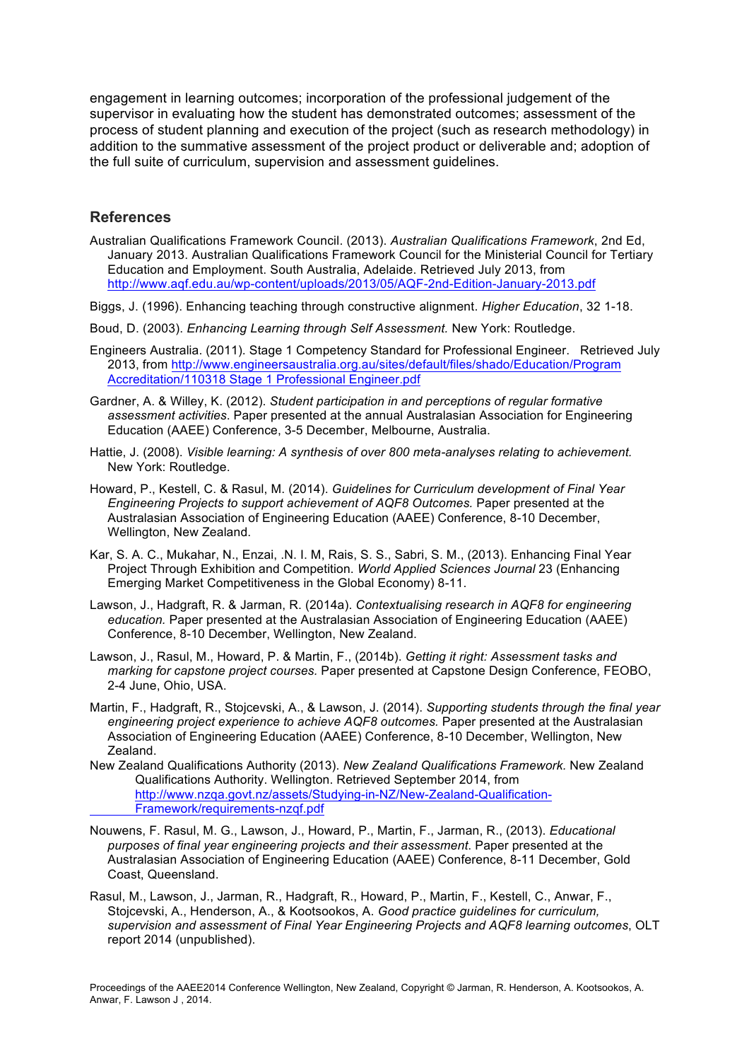engagement in learning outcomes; incorporation of the professional judgement of the supervisor in evaluating how the student has demonstrated outcomes; assessment of the process of student planning and execution of the project (such as research methodology) in addition to the summative assessment of the project product or deliverable and; adoption of the full suite of curriculum, supervision and assessment guidelines.

## References

Australian Qualifications Framework Council. (2013). *Australian Qualifications Framework*, 2nd Ed, January 2013. Australian Qualifications Framework Council for the Ministerial Council for Tertiary Education and Employment. South Australia, Adelaide. Retrieved July 2013, from http://www.aqf.edu.au/wp-content/uploads/2013/05/AQF-2nd-Edition-January-2013.pdf

Biggs, J. (1996). Enhancing teaching through constructive alignment. *Higher Education*, 32 1-18.

Boud, D. (2003). *Enhancing Learning through Self Assessment.* New York: Routledge.

Engineers Australia. (2011). Stage 1 Competency Standard for Professional Engineer. Retrieved July 2013, from http://www.engineersaustralia.org.au/sites/default/files/shado/Education/Program Accreditation/110318 Stage 1 Professional Engineer.pdf

Gardner, A. & Willey, K. (2012). *Student participation in and perceptions of regular formative assessment activities*. Paper presented at the annual Australasian Association for Engineering Education (AAEE) Conference, 3-5 December, Melbourne, Australia.

Hattie, J. (2008). *Visible learning: A synthesis of over 800 meta-analyses relating to achievement.* New York: Routledge.

Howard, P., Kestell, C. & Rasul, M. (2014). *Guidelines for Curriculum development of Final Year Engineering Projects to support achievement of AQF8 Outcomes.* Paper presented at the Australasian Association of Engineering Education (AAEE) Conference, 8-10 December, Wellington, New Zealand.

Kar, S. A. C., Mukahar, N., Enzai, .N. I. M, Rais, S. S., Sabri, S. M., (2013). Enhancing Final Year Project Through Exhibition and Competition. *World Applied Sciences Journal* 23 (Enhancing Emerging Market Competitiveness in the Global Economy) 8-11.

Lawson, J., Hadgraft, R. & Jarman, R. (2014a). *Contextualising research in AQF8 for engineering education.* Paper presented at the Australasian Association of Engineering Education (AAEE) Conference, 8-10 December, Wellington, New Zealand.

Lawson, J., Rasul, M., Howard, P. & Martin, F., (2014b). *Getting it right: Assessment tasks and marking for capstone project courses.* Paper presented at Capstone Design Conference, FEOBO, 2-4 June, Ohio, USA.

Martin, F., Hadgraft, R., Stojcevski, A., & Lawson, J. (2014). *Supporting students through the final year engineering project experience to achieve AQF8 outcomes.* Paper presented at the Australasian Association of Engineering Education (AAEE) Conference, 8-10 December, Wellington, New Zealand.

New Zealand Qualifications Authority (2013). *New Zealand Qualifications Framework.* New Zealand Qualifications Authority. Wellington. Retrieved September 2014, from http://www.nzqa.govt.nz/assets/Studying-in-NZ/New-Zealand-Qualification-Framework/requirements-nzqf.pdf

Nouwens, F. Rasul, M. G., Lawson, J., Howard, P., Martin, F., Jarman, R., (2013). *Educational purposes of final year engineering projects and their assessment.* Paper presented at the Australasian Association of Engineering Education (AAEE) Conference, 8-11 December, Gold Coast, Queensland.

Rasul, M., Lawson, J., Jarman, R., Hadgraft, R., Howard, P., Martin, F., Kestell, C., Anwar, F., Stojcevski, A., Henderson, A., & Kootsookos, A. *Good practice guidelines for curriculum, supervision and assessment of Final Year Engineering Projects and AQF8 learning outcomes*, OLT report 2014 (unpublished).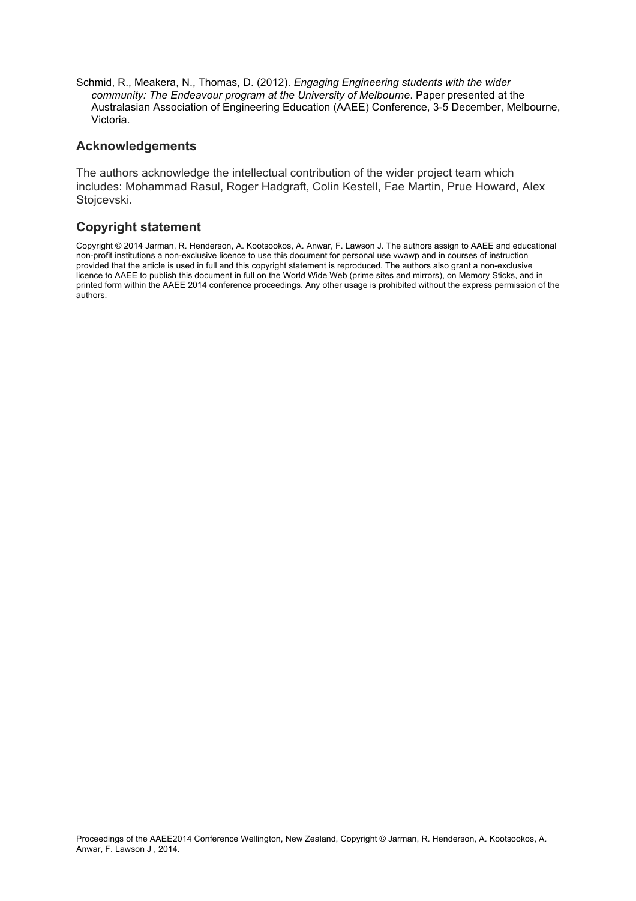Schmid, R., Meakera, N., Thomas, D. (2012). *Engaging Engineering students with the wider community: The Endeavour program at the University of Melbourne*. Paper presented at the Australasian Association of Engineering Education (AAEE) Conference, 3-5 December, Melbourne, Victoria.

## Acknowledgements

The authors acknowledge the intellectual contribution of the wider project team which includes: Mohammad Rasul, Roger Hadgraft, Colin Kestell, Fae Martin, Prue Howard, Alex Stojcevski.

## Copyright statement

Copyright © 2014 Jarman, R. Henderson, A. Kootsookos, A. Anwar, F. Lawson J. The authors assign to AAEE and educational non-profit institutions a non-exclusive licence to use this document for personal use vwawp and in courses of instruction provided that the article is used in full and this copyright statement is reproduced. The authors also grant a non-exclusive licence to AAEE to publish this document in full on the World Wide Web (prime sites and mirrors), on Memory Sticks, and in printed form within the AAEE 2014 conference proceedings. Any other usage is prohibited without the express permission of the authors.